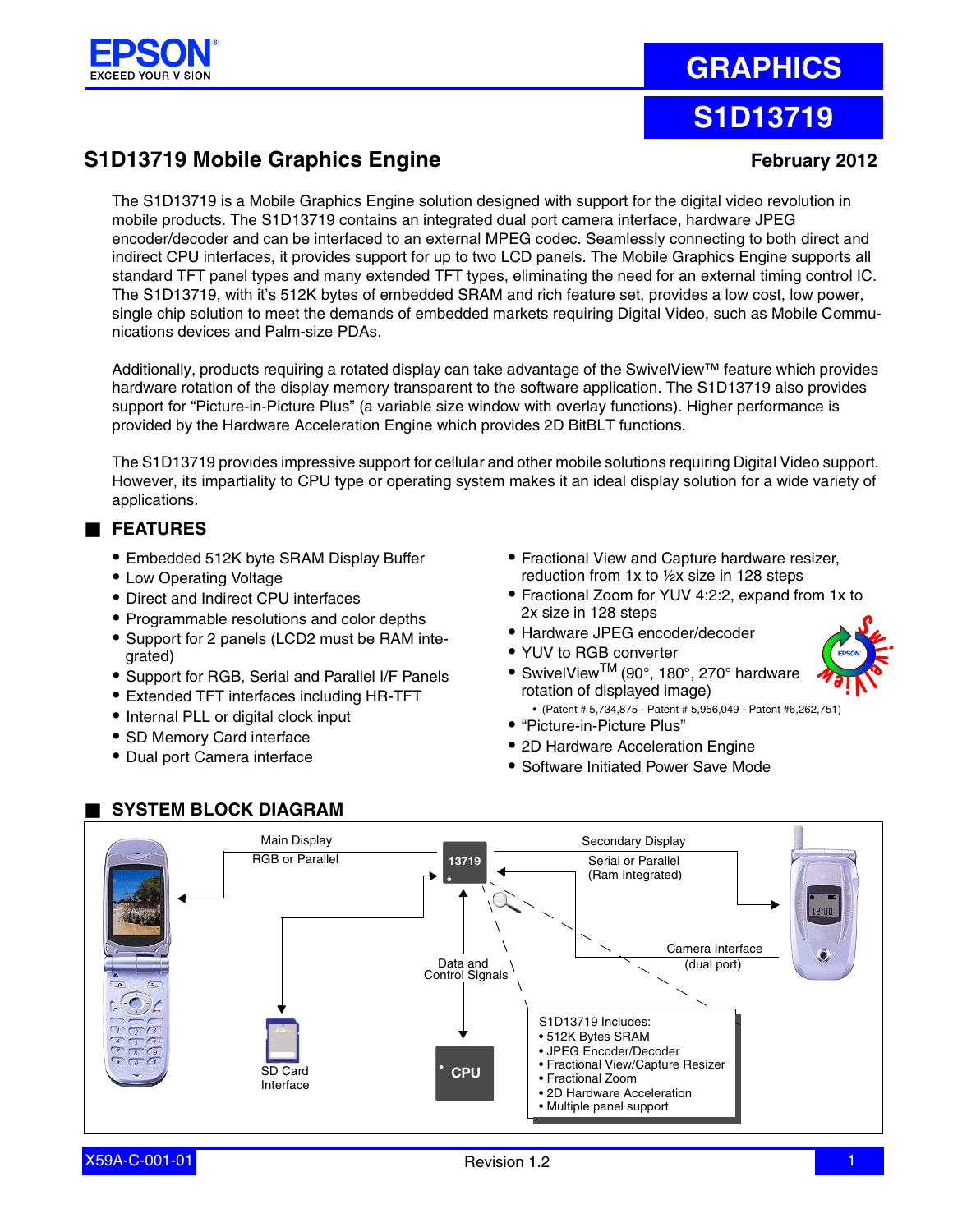# GRAPHICS

# S1D13719

## S1D13719 Mobile Graphics Engine

**February 2012**

The S1D13719 is a Mobile Graphics Engine solution designed with support for the digital video revolution in mobile products. The S1D13719 contains an integrated dual port camera interface, hardware JPEG encoder/decoder and can be interfaced to an external MPEG codec. Seamlessly connecting to both direct and indirect CPU interfaces, it provides support for up to two LCD panels. The Mobile Graphics Engine supports all standard TFT panel types and many extended TFT types, eliminating the need for an external timing control IC. The S1D13719, with it's 512K bytes of embedded SRAM and rich feature set, provides a low cost, low power, single chip solution to meet the demands of embedded markets requiring Digital Video, such as Mobile Communications devices and Palm-size PDAs.

Additionally, products requiring a rotated display can take advantage of the SwivelView™ feature which provides hardware rotation of the display memory transparent to the software application. The S1D13719 also provides support for "Picture-in-Picture Plus" (a variable size window with overlay functions). Higher performance is provided by the Hardware Acceleration Engine which provides 2D BitBLT functions.

The S1D13719 provides impressive support for cellular and other mobile solutions requiring Digital Video support. However, its impartiality to CPU type or operating system makes it an ideal display solution for a wide variety of applications.

## FEATURES

- Embedded 512K byte SRAM Display Buffer
- Low Operating Voltage
- Direct and Indirect CPU interfaces
- Programmable resolutions and color depths
- Support for 2 panels (LCD2 must be RAM integrated)
- Support for RGB, Serial and Parallel I/F Panels
- Extended TFT interfaces including HR-TFT
- Internal PLL or digital clock input
- SD Memory Card interface
- Dual port Camera interface
- Fractional View and Capture hardware resizer, reduction from 1x to ½x size in 128 steps
- Fractional Zoom for YUV 4:2:2, expand from 1x to 2x size in 128 steps
- Hardware JPEG encoder/decoder
- YUV to RGB converter
- SwivelView™ (90°, 180°, 270° hardware rotation of displayed image)
  - (Patent # 5,734,875 - Patent # 5,956,049 - Patent #6,262,751)
- "Picture-in-Picture Plus"
- 2D Hardware Acceleration Engine
- Software Initiated Power Save Mode

## SYSTEM BLOCK DIAGRAM

Main Display — RGB or Parallel

13719

Secondary Display — Serial or Parallel (Ram Integrated)

Camera Interface (dual port)

Data and Control Signals

SD Card Interface

CPU

S1D13719 Includes:
- 512K Bytes SRAM
- JPEG Encoder/Decoder
- Fractional View/Capture Resizer
- Fractional Zoom
- 2D Hardware Acceleration
- Multiple panel support

X59A-C-001-01 Revision 1.2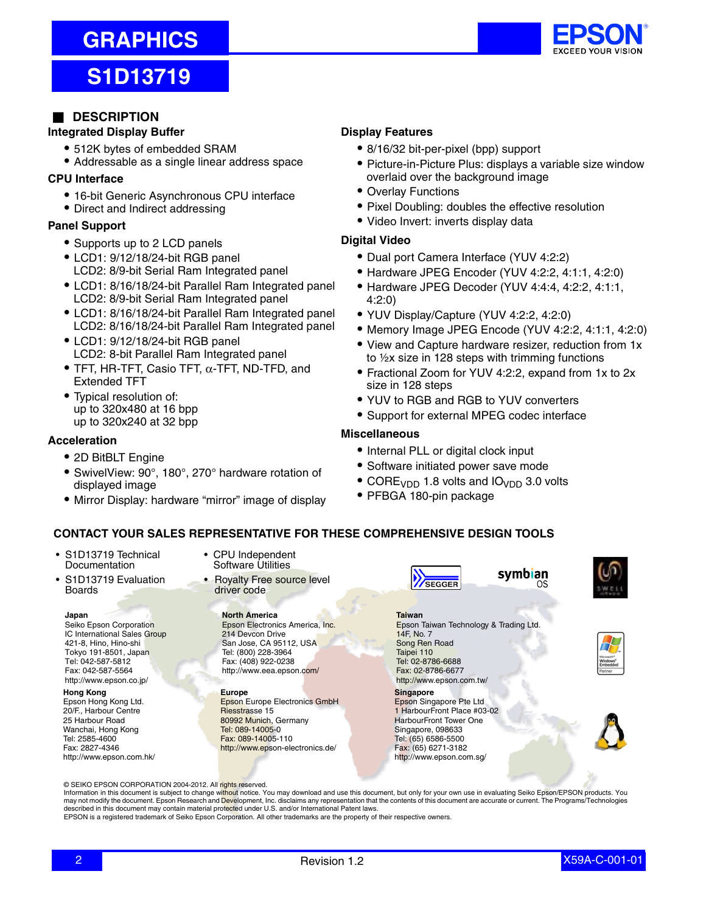# GRAPHICS

# S1D13719

## DESCRIPTION

### Integrated Display Buffer

- 512K bytes of embedded SRAM
- Addressable as a single linear address space

### CPU Interface

- 16-bit Generic Asynchronous CPU interface
- Direct and Indirect addressing

### Panel Support

- Supports up to 2 LCD panels
- LCD1: 9/12/18/24-bit RGB panel
  LCD2: 8/9-bit Serial Ram Integrated panel
- LCD1: 8/16/18/24-bit Parallel Ram Integrated panel
  LCD2: 8/9-bit Serial Ram Integrated panel
- LCD1: 8/16/18/24-bit Parallel Ram Integrated panel
  LCD2: 8/16/18/24-bit Parallel Ram Integrated panel
- LCD1: 9/12/18/24-bit RGB panel
  LCD2: 8-bit Parallel Ram Integrated panel
- TFT, HR-TFT, Casio TFT, α-TFT, ND-TFD, and Extended TFT
- Typical resolution of:
  up to 320x480 at 16 bpp
  up to 320x240 at 32 bpp

### Acceleration

- 2D BitBLT Engine
- SwivelView: 90°, 180°, 270° hardware rotation of displayed image
- Mirror Display: hardware “mirror” image of display

### Display Features

- 8/16/32 bit-per-pixel (bpp) support
- Picture-in-Picture Plus: displays a variable size window overlaid over the background image
- Overlay Functions
- Pixel Doubling: doubles the effective resolution
- Video Invert: inverts display data

### Digital Video

- Dual port Camera Interface (YUV 4:2:2)
- Hardware JPEG Encoder (YUV 4:2:2, 4:1:1, 4:2:0)
- Hardware JPEG Decoder (YUV 4:4:4, 4:2:2, 4:1:1, 4:2:0)
- YUV Display/Capture (YUV 4:2:2, 4:2:0)
- Memory Image JPEG Encode (YUV 4:2:2, 4:1:1, 4:2:0)
- View and Capture hardware resizer, reduction from 1x to ½x size in 128 steps with trimming functions
- Fractional Zoom for YUV 4:2:2, expand from 1x to 2x size in 128 steps
- YUV to RGB and RGB to YUV converters
- Support for external MPEG codec interface

### Miscellaneous

- Internal PLL or digital clock input
- Software initiated power save mode
- $CORE_{VDD}$ 1.8 volts and $IO_{VDD}$ 3.0 volts
- PFBGA 180-pin package

## CONTACT YOUR SALES REPRESENTATIVE FOR THESE COMPREHENSIVE DESIGN TOOLS

- S1D13719 Technical Documentation
- S1D13719 Evaluation Boards
- CPU Independent Software Utilities
- Royalty Free source level driver code

SEGGER

symbian OS

**Japan**
Seiko Epson Corporation
IC International Sales Group
421-8, Hino, Hino-shi
Tokyo 191-8501, Japan
Tel: 042-587-5812
Fax: 042-587-5564
http://www.epson.co.jp/

**North America**
Epson Electronics America, Inc.
214 Devcon Drive
San Jose, CA 95112, USA
Tel: (800) 228-3964
Fax: (408) 922-0238
http://www.eea.epson.com/

**Taiwan**
Epson Taiwan Technology & Trading Ltd.
14F, No. 7
Song Ren Road
Taipei 110
Tel: 02-8786-6688
Fax: 02-8786-6677
http://www.epson.com.tw/

**Hong Kong**
Epson Hong Kong Ltd.
20/F., Harbour Centre
25 Harbour Road
Wanchai, Hong Kong
Tel: 2585-4600
Fax: 2827-4346
http://www.epson.com.hk/

**Europe**
Epson Europe Electronics GmbH
Riesstrasse 15
80992 Munich, Germany
Tel: 089-14005-0
Fax: 089-14005-110
http://www.epson-electronics.de/

**Singapore**
Epson Singapore Pte Ltd
1 HarbourFront Place #03-02
HarbourFront Tower One
Singapore, 098633
Tel: (65) 6586-5500
Fax: (65) 6271-3182
http://www.epson.com.sg/

© SEIKO EPSON CORPORATION 2004-2012. All rights reserved.
Information in this document is subject to change without notice. You may download and use this document, but only for your own use in evaluating Seiko Epson/EPSON products. You may not modify the document. Epson Research and Development, Inc. disclaims any representation that the contents of this document are accurate or current. The Programs/Technologies described in this document may contain material protected under U.S. and/or International Patent laws.
EPSON is a registered trademark of Seiko Epson Corporation. All other trademarks are the property of their respective owners.

Revision 1.2

X59A-C-001-01